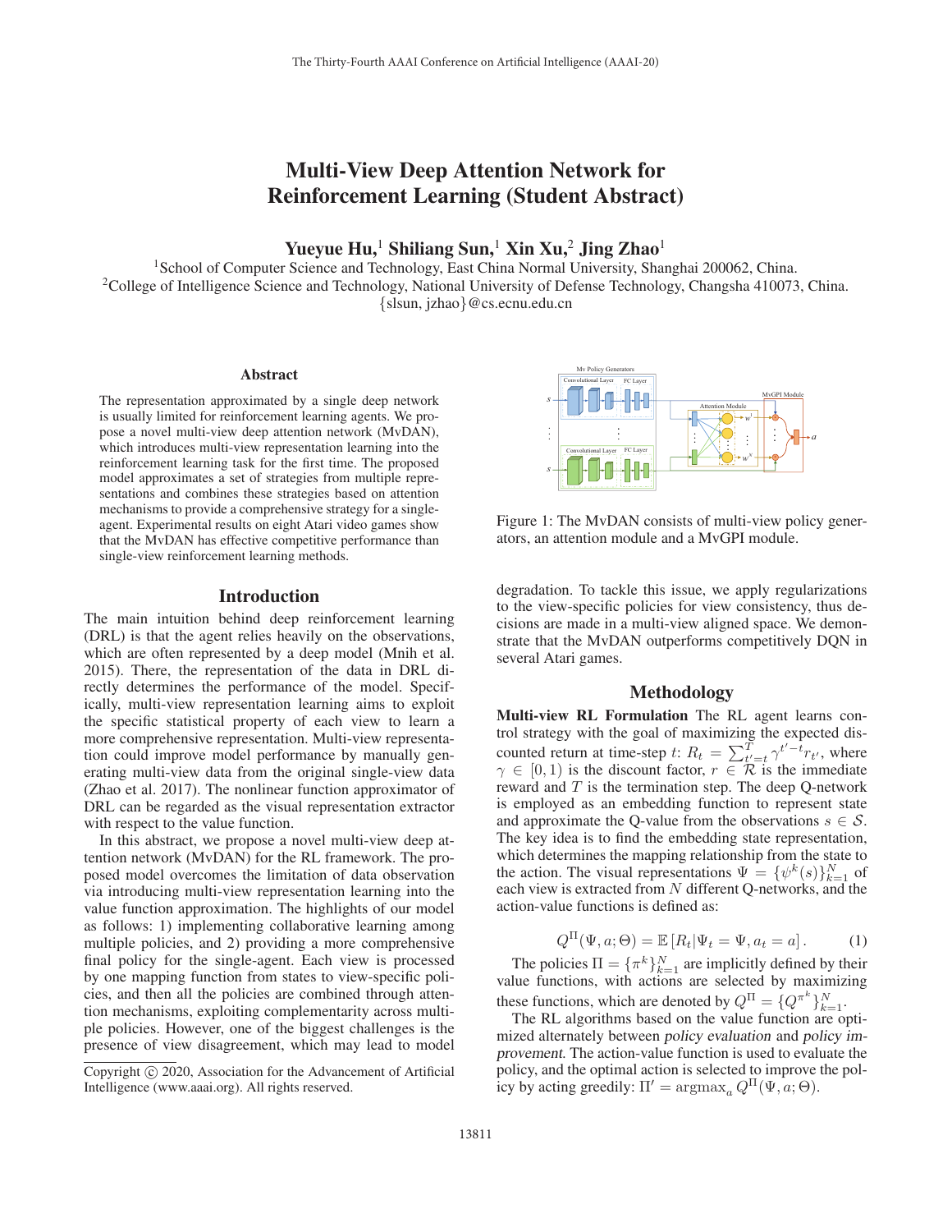# Multi-View Deep Attention Network for Reinforcement Learning (Student Abstract)

**Yueyue Hu,[1] Shiliang Sun,[1] Xin Xu,[2] Jing Zhao[1]**

[1]School of Computer Science and Technology, East China Normal University, Shanghai 200062, China.
[2]College of Intelligence Science and Technology, National University of Defense Technology, Changsha 410073, China.
{slsun, jzhao}@cs.ecnu.edu.cn

## Abstract

The representation approximated by a single deep network is usually limited for reinforcement learning agents. We propose a novel multi-view deep attention network (MvDAN), which introduces multi-view representation learning into the reinforcement learning task for the first time. The proposed model approximates a set of strategies from multiple representations and combines these strategies based on attention mechanisms to provide a comprehensive strategy for a single-agent. Experimental results on eight Atari video games show that the MvDAN has effective competitive performance than single-view reinforcement learning methods.

## Introduction

The main intuition behind deep reinforcement learning (DRL) is that the agent relies heavily on the observations, which are often represented by a deep model (Mnih et al. 2015). There, the representation of the data in DRL directly determines the performance of the model. Specifically, multi-view representation learning aims to exploit the specific statistical property of each view to learn a more comprehensive representation. Multi-view representation could improve model performance by manually generating multi-view data from the original single-view data (Zhao et al. 2017). The nonlinear function approximator of DRL can be regarded as the visual representation extractor with respect to the value function.

In this abstract, we propose a novel multi-view deep attention network (MvDAN) for the RL framework. The proposed model overcomes the limitation of data observation via introducing multi-view representation learning into the value function approximation. The highlights of our model as follows: 1) implementing collaborative learning among multiple policies, and 2) providing a more comprehensive final policy for the single-agent. Each view is processed by one mapping function from states to view-specific policies, and then all the policies are combined through attention mechanisms, exploiting complementarity across multiple policies. However, one of the biggest challenges is the presence of view disagreement, which may lead to model degradation. To tackle this issue, we apply regularizations to the view-specific policies for view consistency, thus decisions are made in a multi-view aligned space. We demonstrate that the MvDAN outperforms competitively DQN in several Atari games.

Copyright © 2020, Association for the Advancement of Artificial Intelligence (www.aaai.org). All rights reserved.

Figure 1: The MvDAN consists of multi-view policy generators, an attention module and a MvGPI module.

## Methodology

**Multi-view RL Formulation** The RL agent learns control strategy with the goal of maximizing the expected discounted return at time-step $t$: $R_t = \sum_{t'=t}^{T} \gamma^{t'-t} r_{t'}$, where $\gamma \in [0, 1)$ is the discount factor, $r \in \mathcal{R}$ is the immediate reward and $T$ is the termination step. The deep Q-network is employed as an embedding function to represent state and approximate the Q-value from the observations $s \in \mathcal{S}$. The key idea is to find the embedding state representation, which determines the mapping relationship from the state to the action. The visual representations $\Psi = \{\psi^k(s)\}_{k=1}^N$ of each view is extracted from $N$ different Q-networks, and the action-value functions is defined as:

$$Q^{\Pi}(\Psi, a; \Theta) = \mathbb{E}\left[R_t | \Psi_t = \Psi, a_t = a\right]. \tag{1}$$

The policies $\Pi = \{\pi^k\}_{k=1}^N$ are implicitly defined by their value functions, with actions are selected by maximizing these functions, which are denoted by $Q^{\Pi} = \{Q^{\pi^k}\}_{k=1}^N$.

The RL algorithms based on the value function are optimized alternately between *policy evaluation* and *policy improvement*. The action-value function is used to evaluate the policy, and the optimal action is selected to improve the policy by acting greedily: $\Pi' = \operatorname{argmax}_a Q^{\Pi}(\Psi, a; \Theta)$.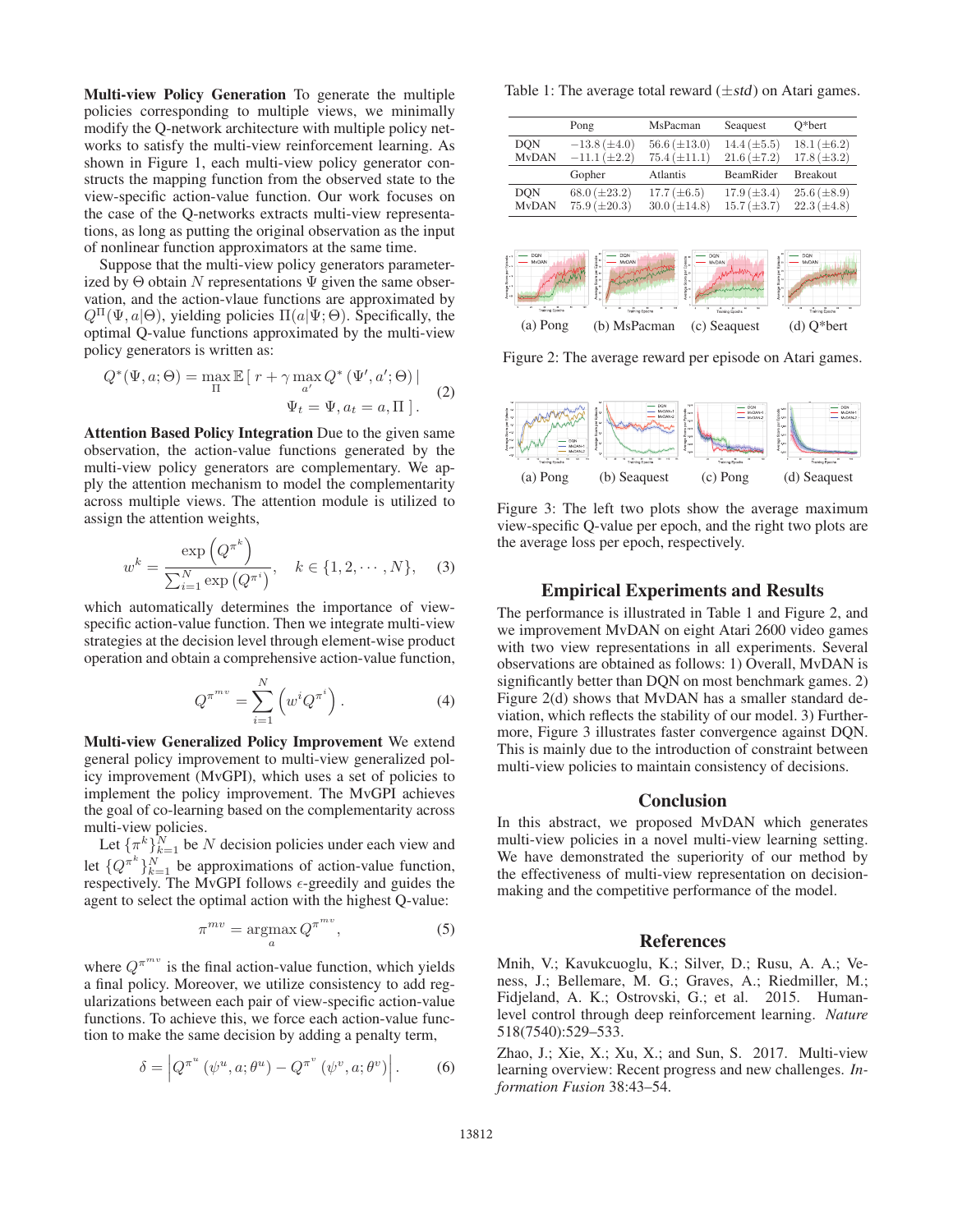**Multi-view Policy Generation** To generate the multiple policies corresponding to multiple views, we minimally modify the Q-network architecture with multiple policy networks to satisfy the multi-view reinforcement learning. As shown in Figure 1, each multi-view policy generator constructs the mapping function from the observed state to the view-specific action-value function. Our work focuses on the case of the Q-networks extracts multi-view representations, as long as putting the original observation as the input of nonlinear function approximators at the same time.

Suppose that the multi-view policy generators parameterized by $\Theta$ obtain $N$ representations $\Psi$ given the same observation, and the action-vlaue functions are approximated by $Q^{\Pi}(\Psi, a|\Theta)$, yielding policies $\Pi(a|\Psi; \Theta)$. Specifically, the optimal Q-value functions approximated by the multi-view policy generators is written as:

$$Q^{*}(\Psi, a; \Theta) = \max_{\Pi} \mathbb{E}\left[\, r + \gamma \max_{a'} Q^{*}\left(\Psi', a'; \Theta\right) \mid \Psi_t = \Psi, a_t = a, \Pi \,\right]. \quad (2)$$

**Attention Based Policy Integration** Due to the given same observation, the action-value functions generated by the multi-view policy generators are complementary. We apply the attention mechanism to model the complementarity across multiple views. The attention module is utilized to assign the attention weights,

$$w^{k} = \frac{\exp\left(Q^{\pi^{k}}\right)}{\sum_{i=1}^{N} \exp\left(Q^{\pi^{i}}\right)}, \quad k \in \{1, 2, \cdots, N\}, \quad (3)$$

which automatically determines the importance of view-specific action-value function. Then we integrate multi-view strategies at the decision level through element-wise product operation and obtain a comprehensive action-value function,

$$Q^{\pi^{mv}} = \sum_{i=1}^{N} \left(w^{i} Q^{\pi^{i}}\right). \quad (4)$$

**Multi-view Generalized Policy Improvement** We extend general policy improvement to multi-view generalized policy improvement (MvGPI), which uses a set of policies to implement the policy improvement. The MvGPI achieves the goal of co-learning based on the complementarity across multi-view policies.

Let $\{\pi^{k}\}_{k=1}^{N}$ be $N$ decision policies under each view and let $\{Q^{\pi^{k}}\}_{k=1}^{N}$ be approximations of action-value function, respectively. The MvGPI follows $\epsilon$-greedily and guides the agent to select the optimal action with the highest Q-value:

$$\pi^{mv} = \operatorname*{argmax}_{a} Q^{\pi^{mv}}, \quad (5)$$

where $Q^{\pi^{mv}}$ is the final action-value function, which yields a final policy. Moreover, we utilize consistency to add regularizations between each pair of view-specific action-value functions. To achieve this, we force each action-value function to make the same decision by adding a penalty term,

$$\delta = \left| Q^{\pi^{u}}\left(\psi^{u}, a; \theta^{u}\right) - Q^{\pi^{v}}\left(\psi^{v}, a; \theta^{v}\right) \right|. \quad (6)$$

Table 1: The average total reward ($\pm$*std*) on Atari games.

| | Pong | MsPacman | Seaquest | Q*bert |
|---|---|---|---|---|
| DQN | $-13.8\,(\pm 4.0)$ | $56.6\,(\pm 13.0)$ | $14.4\,(\pm 5.5)$ | $18.1\,(\pm 6.2)$ |
| MvDAN | $-11.1\,(\pm 2.2)$ | $75.4\,(\pm 11.1)$ | $21.6\,(\pm 7.2)$ | $17.8\,(\pm 3.2)$ |
| | Gopher | Atlantis | BeamRider | Breakout |
| DQN | $68.0\,(\pm 23.2)$ | $17.7\,(\pm 6.5)$ | $17.9\,(\pm 3.4)$ | $25.6\,(\pm 8.9)$ |
| MvDAN | $75.9\,(\pm 20.3)$ | $30.0\,(\pm 14.8)$ | $15.7\,(\pm 3.7)$ | $22.3\,(\pm 4.8)$ |

(a) Pong (b) MsPacman (c) Seaquest (d) Q*bert

Figure 2: The average reward per episode on Atari games.

(a) Pong (b) Seaquest (c) Pong (d) Seaquest

Figure 3: The left two plots show the average maximum view-specific Q-value per epoch, and the right two plots are the average loss per epoch, respectively.

## Empirical Experiments and Results

The performance is illustrated in Table 1 and Figure 2, and we improvement MvDAN on eight Atari 2600 video games with two view representations in all experiments. Several observations are obtained as follows: 1) Overall, MvDAN is significantly better than DQN on most benchmark games. 2) Figure 2(d) shows that MvDAN has a smaller standard deviation, which reflects the stability of our model. 3) Furthermore, Figure 3 illustrates faster convergence against DQN. This is mainly due to the introduction of constraint between multi-view policies to maintain consistency of decisions.

## Conclusion

In this abstract, we proposed MvDAN which generates multi-view policies in a novel multi-view learning setting. We have demonstrated the superiority of our method by the effectiveness of multi-view representation on decision-making and the competitive performance of the model.

## References

Mnih, V.; Kavukcuoglu, K.; Silver, D.; Rusu, A. A.; Veness, J.; Bellemare, M. G.; Graves, A.; Riedmiller, M.; Fidjeland, A. K.; Ostrovski, G.; et al. 2015. Human-level control through deep reinforcement learning. *Nature* 518(7540):529–533.

Zhao, J.; Xie, X.; Xu, X.; and Sun, S. 2017. Multi-view learning overview: Recent progress and new challenges. *Information Fusion* 38:43–54.